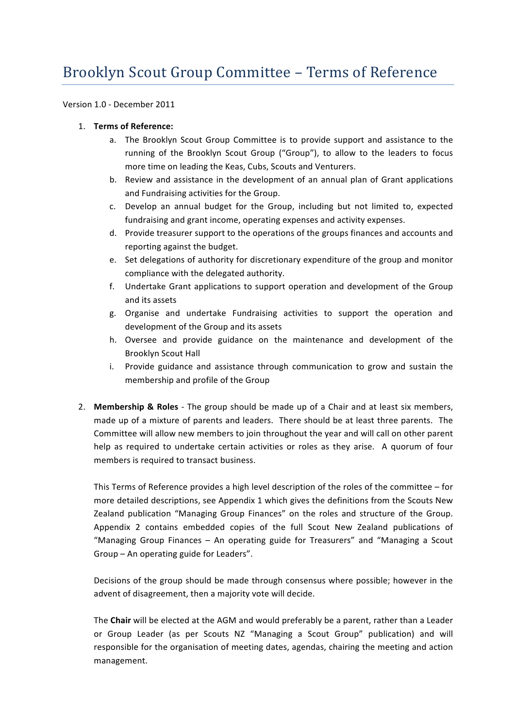# Brooklyn Scout Group Committee – Terms of Reference

Version 1.0 - December 2011

1. **Terms of Reference:**
    a. The Brooklyn Scout Group Committee is to provide support and assistance to the running of the Brooklyn Scout Group ("Group"), to allow to the leaders to focus more time on leading the Keas, Cubs, Scouts and Venturers.
    b. Review and assistance in the development of an annual plan of Grant applications and Fundraising activities for the Group.
    c. Develop an annual budget for the Group, including but not limited to, expected fundraising and grant income, operating expenses and activity expenses.
    d. Provide treasurer support to the operations of the groups finances and accounts and reporting against the budget.
    e. Set delegations of authority for discretionary expenditure of the group and monitor compliance with the delegated authority.
    f. Undertake Grant applications to support operation and development of the Group and its assets
    g. Organise and undertake Fundraising activities to support the operation and development of the Group and its assets
    h. Oversee and provide guidance on the maintenance and development of the Brooklyn Scout Hall
    i. Provide guidance and assistance through communication to grow and sustain the membership and profile of the Group

2. **Membership & Roles** - The group should be made up of a Chair and at least six members, made up of a mixture of parents and leaders. There should be at least three parents. The Committee will allow new members to join throughout the year and will call on other parent help as required to undertake certain activities or roles as they arise. A quorum of four members is required to transact business.

    This Terms of Reference provides a high level description of the roles of the committee – for more detailed descriptions, see Appendix 1 which gives the definitions from the Scouts New Zealand publication "Managing Group Finances" on the roles and structure of the Group. Appendix 2 contains embedded copies of the full Scout New Zealand publications of "Managing Group Finances – An operating guide for Treasurers" and "Managing a Scout Group – An operating guide for Leaders".

    Decisions of the group should be made through consensus where possible; however in the advent of disagreement, then a majority vote will decide.

    The **Chair** will be elected at the AGM and would preferably be a parent, rather than a Leader or Group Leader (as per Scouts NZ "Managing a Scout Group" publication) and will responsible for the organisation of meeting dates, agendas, chairing the meeting and action management.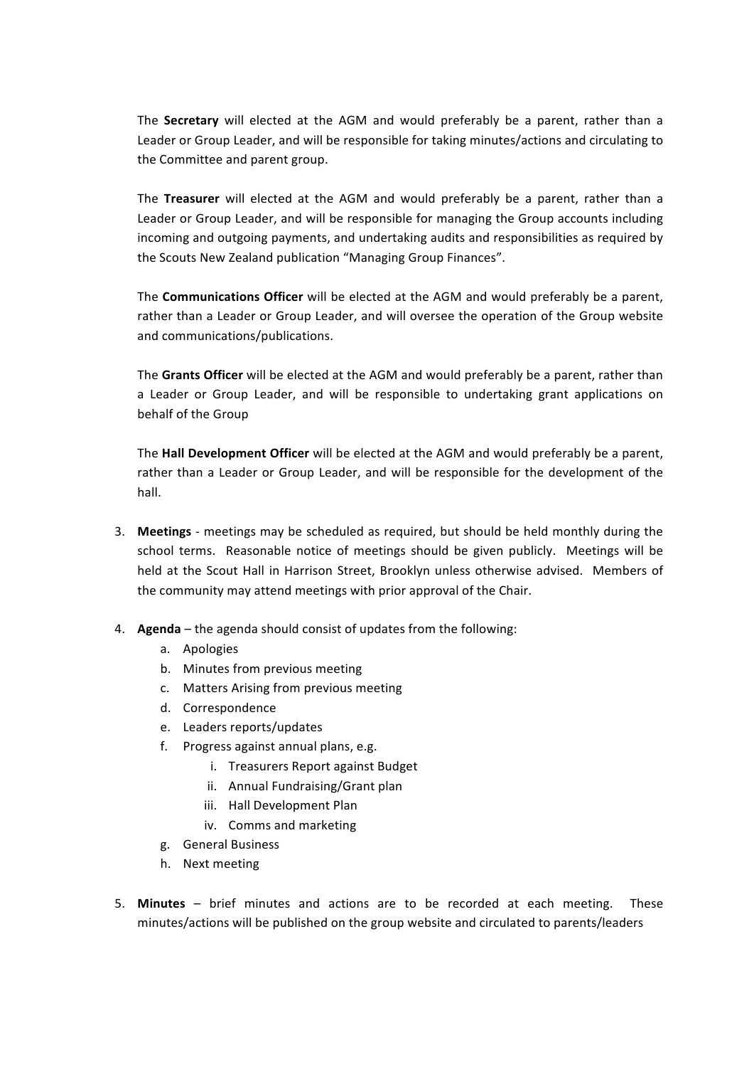The **Secretary** will elected at the AGM and would preferably be a parent, rather than a Leader or Group Leader, and will be responsible for taking minutes/actions and circulating to the Committee and parent group.

The **Treasurer** will elected at the AGM and would preferably be a parent, rather than a Leader or Group Leader, and will be responsible for managing the Group accounts including incoming and outgoing payments, and undertaking audits and responsibilities as required by the Scouts New Zealand publication "Managing Group Finances".

The **Communications Officer** will be elected at the AGM and would preferably be a parent, rather than a Leader or Group Leader, and will oversee the operation of the Group website and communications/publications.

The **Grants Officer** will be elected at the AGM and would preferably be a parent, rather than a Leader or Group Leader, and will be responsible to undertaking grant applications on behalf of the Group

The **Hall Development Officer** will be elected at the AGM and would preferably be a parent, rather than a Leader or Group Leader, and will be responsible for the development of the hall.

3. **Meetings** - meetings may be scheduled as required, but should be held monthly during the school terms. Reasonable notice of meetings should be given publicly. Meetings will be held at the Scout Hall in Harrison Street, Brooklyn unless otherwise advised. Members of the community may attend meetings with prior approval of the Chair.

4. **Agenda** – the agenda should consist of updates from the following:
   a. Apologies
   b. Minutes from previous meeting
   c. Matters Arising from previous meeting
   d. Correspondence
   e. Leaders reports/updates
   f. Progress against annual plans, e.g.
      i. Treasurers Report against Budget
      ii. Annual Fundraising/Grant plan
      iii. Hall Development Plan
      iv. Comms and marketing
   g. General Business
   h. Next meeting

5. **Minutes** – brief minutes and actions are to be recorded at each meeting. These minutes/actions will be published on the group website and circulated to parents/leaders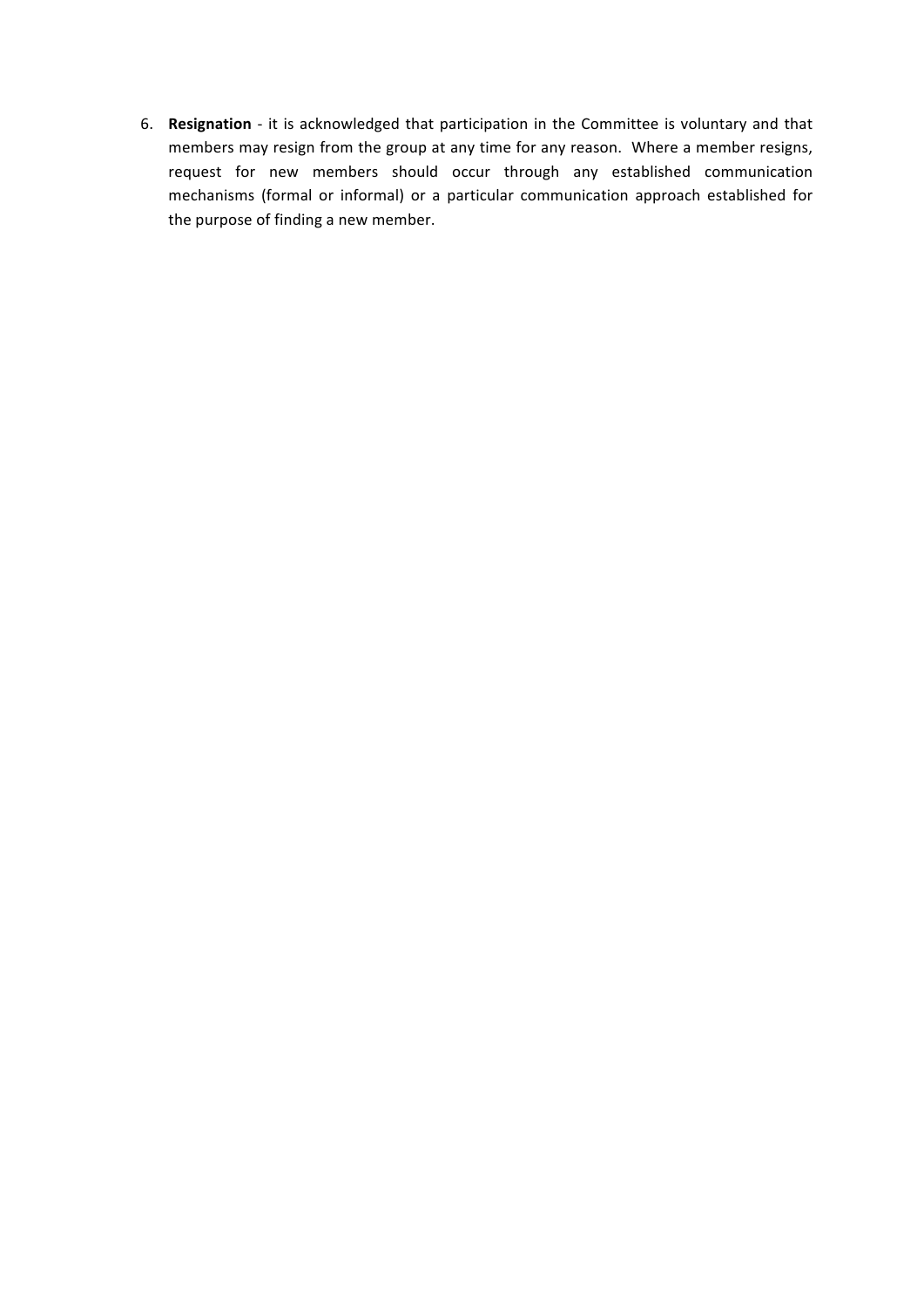6. **Resignation** - it is acknowledged that participation in the Committee is voluntary and that members may resign from the group at any time for any reason. Where a member resigns, request for new members should occur through any established communication mechanisms (formal or informal) or a particular communication approach established for the purpose of finding a new member.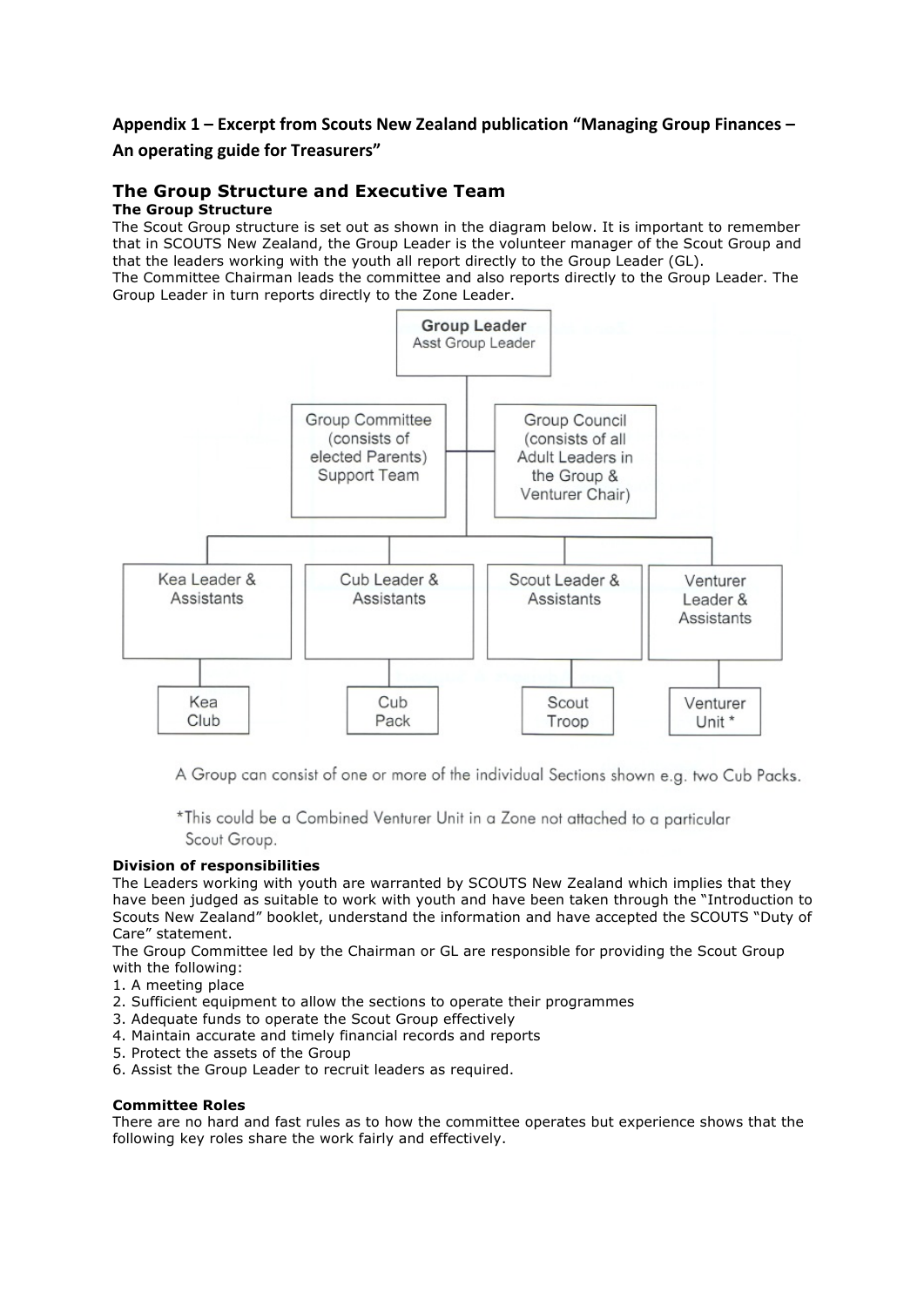## Appendix 1 – Excerpt from Scouts New Zealand publication "Managing Group Finances – An operating guide for Treasurers"

### The Group Structure and Executive Team

**The Group Structure**

The Scout Group structure is set out as shown in the diagram below. It is important to remember that in SCOUTS New Zealand, the Group Leader is the volunteer manager of the Scout Group and that the leaders working with the youth all report directly to the Group Leader (GL).

The Committee Chairman leads the committee and also reports directly to the Group Leader. The Group Leader in turn reports directly to the Zone Leader.

Group Leader
Asst Group Leader

Group Committee (consists of elected Parents) Support Team

Group Council (consists of all Adult Leaders in the Group & Venturer Chair)

Kea Leader & Assistants — Kea Club

Cub Leader & Assistants — Cub Pack

Scout Leader & Assistants — Scout Troop

Venturer Leader & Assistants — Venturer Unit *

A Group can consist of one or more of the individual Sections shown e.g. two Cub Packs.

*This could be a Combined Venturer Unit in a Zone not attached to a particular Scout Group.

**Division of responsibilities**

The Leaders working with youth are warranted by SCOUTS New Zealand which implies that they have been judged as suitable to work with youth and have been taken through the "Introduction to Scouts New Zealand" booklet, understand the information and have accepted the SCOUTS "Duty of Care" statement.

The Group Committee led by the Chairman or GL are responsible for providing the Scout Group with the following:

1. A meeting place
2. Sufficient equipment to allow the sections to operate their programmes
3. Adequate funds to operate the Scout Group effectively
4. Maintain accurate and timely financial records and reports
5. Protect the assets of the Group
6. Assist the Group Leader to recruit leaders as required.

**Committee Roles**

There are no hard and fast rules as to how the committee operates but experience shows that the following key roles share the work fairly and effectively.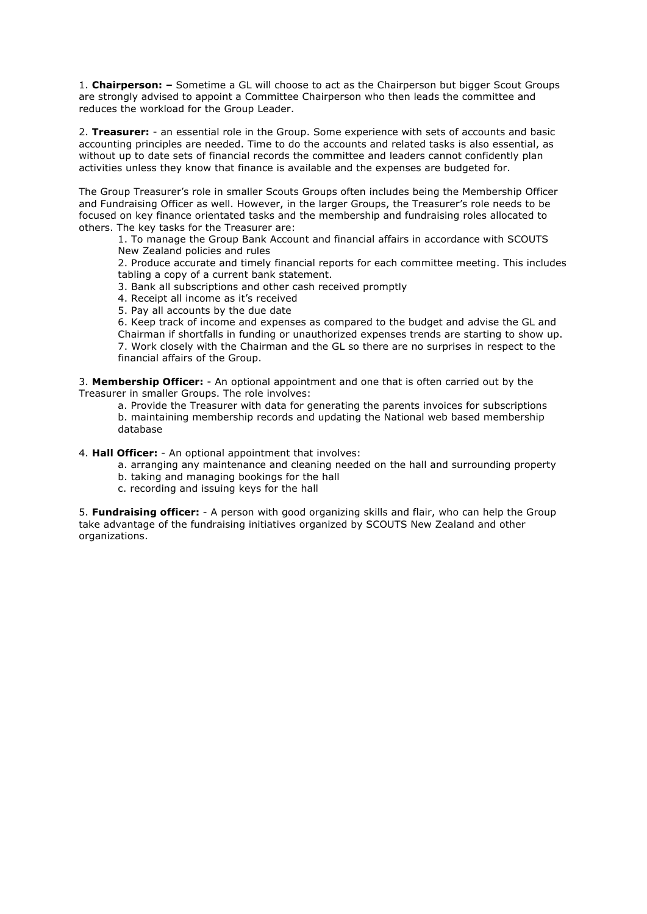1. **Chairperson: –** Sometime a GL will choose to act as the Chairperson but bigger Scout Groups are strongly advised to appoint a Committee Chairperson who then leads the committee and reduces the workload for the Group Leader.

2. **Treasurer:** - an essential role in the Group. Some experience with sets of accounts and basic accounting principles are needed. Time to do the accounts and related tasks is also essential, as without up to date sets of financial records the committee and leaders cannot confidently plan activities unless they know that finance is available and the expenses are budgeted for.

The Group Treasurer's role in smaller Scouts Groups often includes being the Membership Officer and Fundraising Officer as well. However, in the larger Groups, the Treasurer's role needs to be focused on key finance orientated tasks and the membership and fundraising roles allocated to others. The key tasks for the Treasurer are:

> 1. To manage the Group Bank Account and financial affairs in accordance with SCOUTS New Zealand policies and rules
> 2. Produce accurate and timely financial reports for each committee meeting. This includes tabling a copy of a current bank statement.
> 3. Bank all subscriptions and other cash received promptly
> 4. Receipt all income as it's received
> 5. Pay all accounts by the due date
> 6. Keep track of income and expenses as compared to the budget and advise the GL and Chairman if shortfalls in funding or unauthorized expenses trends are starting to show up.
> 7. Work closely with the Chairman and the GL so there are no surprises in respect to the financial affairs of the Group.

3. **Membership Officer:** - An optional appointment and one that is often carried out by the Treasurer in smaller Groups. The role involves:

> a. Provide the Treasurer with data for generating the parents invoices for subscriptions
> b. maintaining membership records and updating the National web based membership database

4. **Hall Officer:** - An optional appointment that involves:

> a. arranging any maintenance and cleaning needed on the hall and surrounding property
> b. taking and managing bookings for the hall
> c. recording and issuing keys for the hall

5. **Fundraising officer:** - A person with good organizing skills and flair, who can help the Group take advantage of the fundraising initiatives organized by SCOUTS New Zealand and other organizations.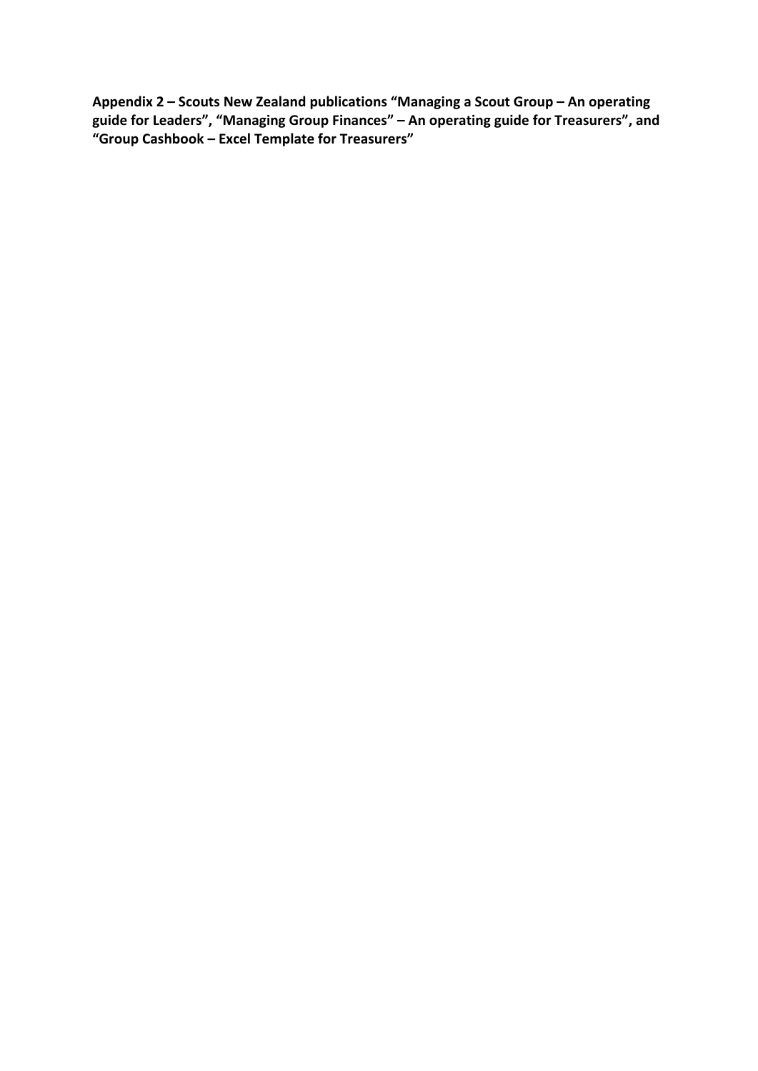**Appendix 2 – Scouts New Zealand publications "Managing a Scout Group – An operating guide for Leaders", "Managing Group Finances" – An operating guide for Treasurers", and "Group Cashbook – Excel Template for Treasurers"**